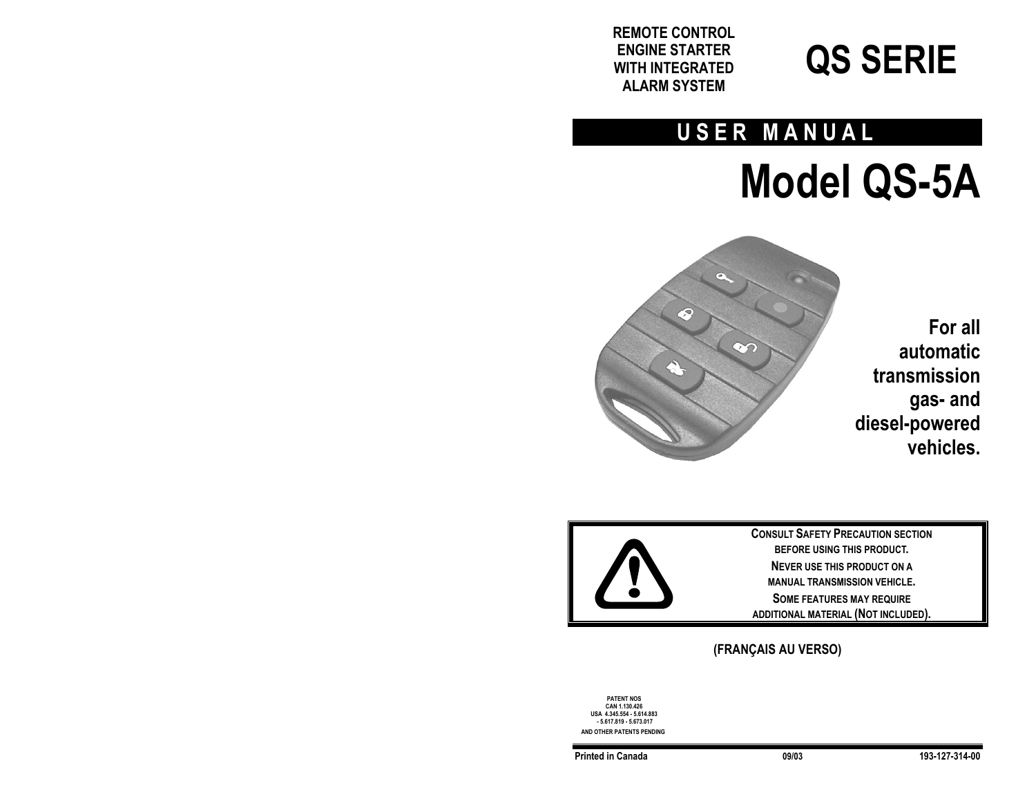**REMOTE CONTROL ENGINE STARTER WITH INTEGRATED ALARM SYSTEM**

# QS SERIE

## USER MANUAL

# Model QS-5A

**For all automatic transmission gas- and diesel-powered vehicles.**

**CONSULT SAFETY PRECAUTION SECTION BEFORE USING THIS PRODUCT.**
**NEVER USE THIS PRODUCT ON A MANUAL TRANSMISSION VEHICLE.**
**SOME FEATURES MAY REQUIRE ADDITIONAL MATERIAL (NOT INCLUDED).**

**(FRANÇAIS AU VERSO)**

PATENT NOS
CAN 1.130.426
USA 4.345.554 - 5.614.883
- 5.617.819 - 5.673.017
AND OTHER PATENTS PENDING

Printed in Canada    09/03    193-127-314-00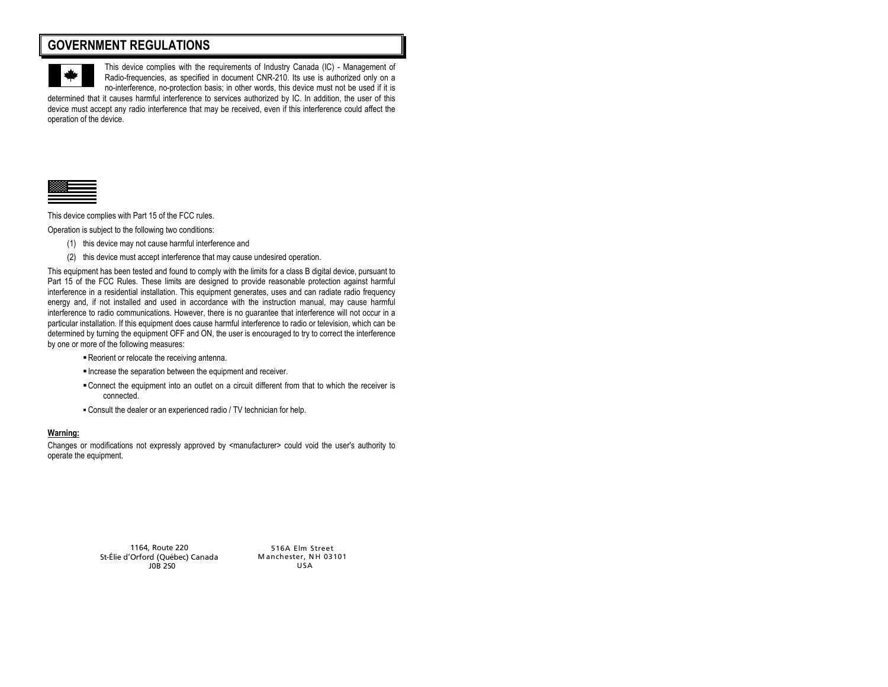# GOVERNMENT REGULATIONS

This device complies with the requirements of Industry Canada (IC) - Management of Radio-frequencies, as specified in document CNR-210. Its use is authorized only on a no-interference, no-protection basis; in other words, this device must not be used if it is determined that it causes harmful interference to services authorized by IC. In addition, the user of this device must accept any radio interference that may be received, even if this interference could affect the operation of the device.

This device complies with Part 15 of the FCC rules.

Operation is subject to the following two conditions:

(1) this device may not cause harmful interference and

(2) this device must accept interference that may cause undesired operation.

This equipment has been tested and found to comply with the limits for a class B digital device, pursuant to Part 15 of the FCC Rules. These limits are designed to provide reasonable protection against harmful interference in a residential installation. This equipment generates, uses and can radiate radio frequency energy and, if not installed and used in accordance with the instruction manual, may cause harmful interference to radio communications. However, there is no guarantee that interference will not occur in a particular installation. If this equipment does cause harmful interference to radio or television, which can be determined by turning the equipment OFF and ON, the user is encouraged to try to correct the interference by one or more of the following measures:

- Reorient or relocate the receiving antenna.
- Increase the separation between the equipment and receiver.
- Connect the equipment into an outlet on a circuit different from that to which the receiver is connected.
- Consult the dealer or an experienced radio / TV technician for help.

**Warning:**

Changes or modifications not expressly approved by <manufacturer> could void the user's authority to operate the equipment.

1164, Route 220
St-Élie d'Orford (Québec) Canada
J0B 2S0

516A Elm Street
Manchester, NH 03101
USA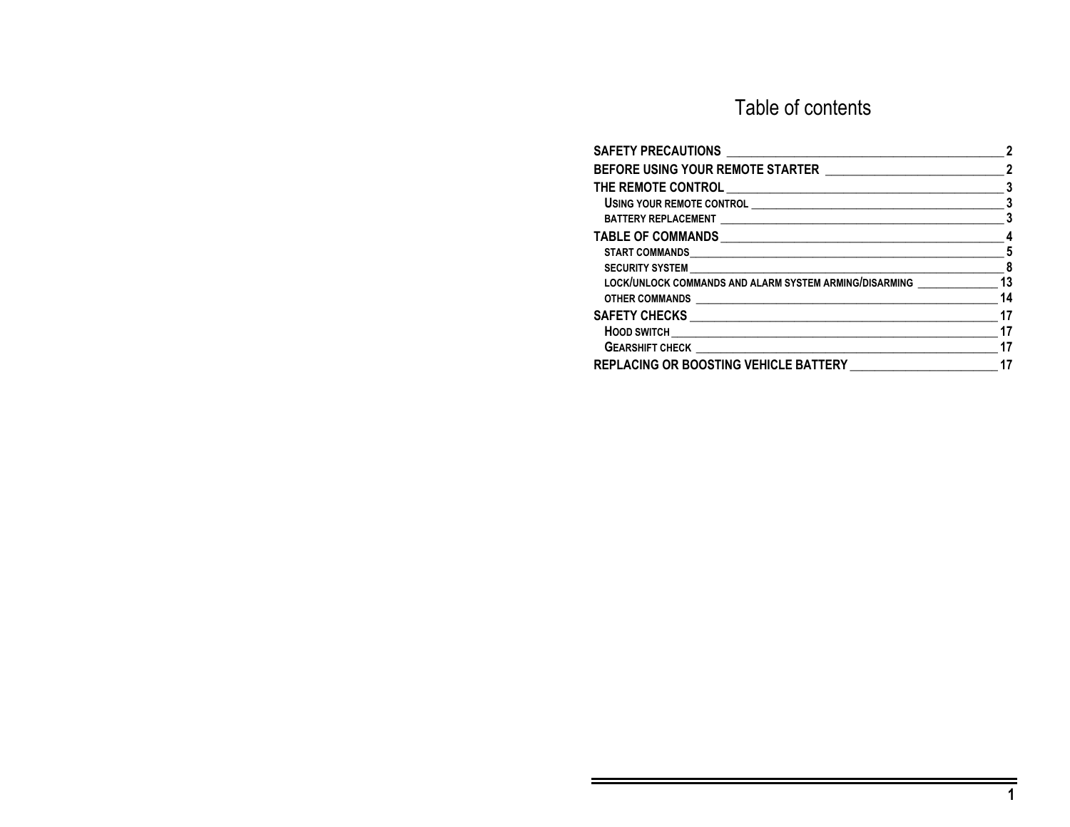# Table of contents

| | |
|---|---|
| **SAFETY PRECAUTIONS** | **2** |
| **BEFORE USING YOUR REMOTE STARTER** | **2** |
| **THE REMOTE CONTROL** | **3** |
| USING YOUR REMOTE CONTROL | 3 |
| BATTERY REPLACEMENT | 3 |
| **TABLE OF COMMANDS** | **4** |
| START COMMANDS | 5 |
| SECURITY SYSTEM | 8 |
| LOCK/UNLOCK COMMANDS AND ALARM SYSTEM ARMING/DISARMING | 13 |
| OTHER COMMANDS | 14 |
| **SAFETY CHECKS** | **17** |
| HOOD SWITCH | 17 |
| GEARSHIFT CHECK | 17 |
| **REPLACING OR BOOSTING VEHICLE BATTERY** | **17** |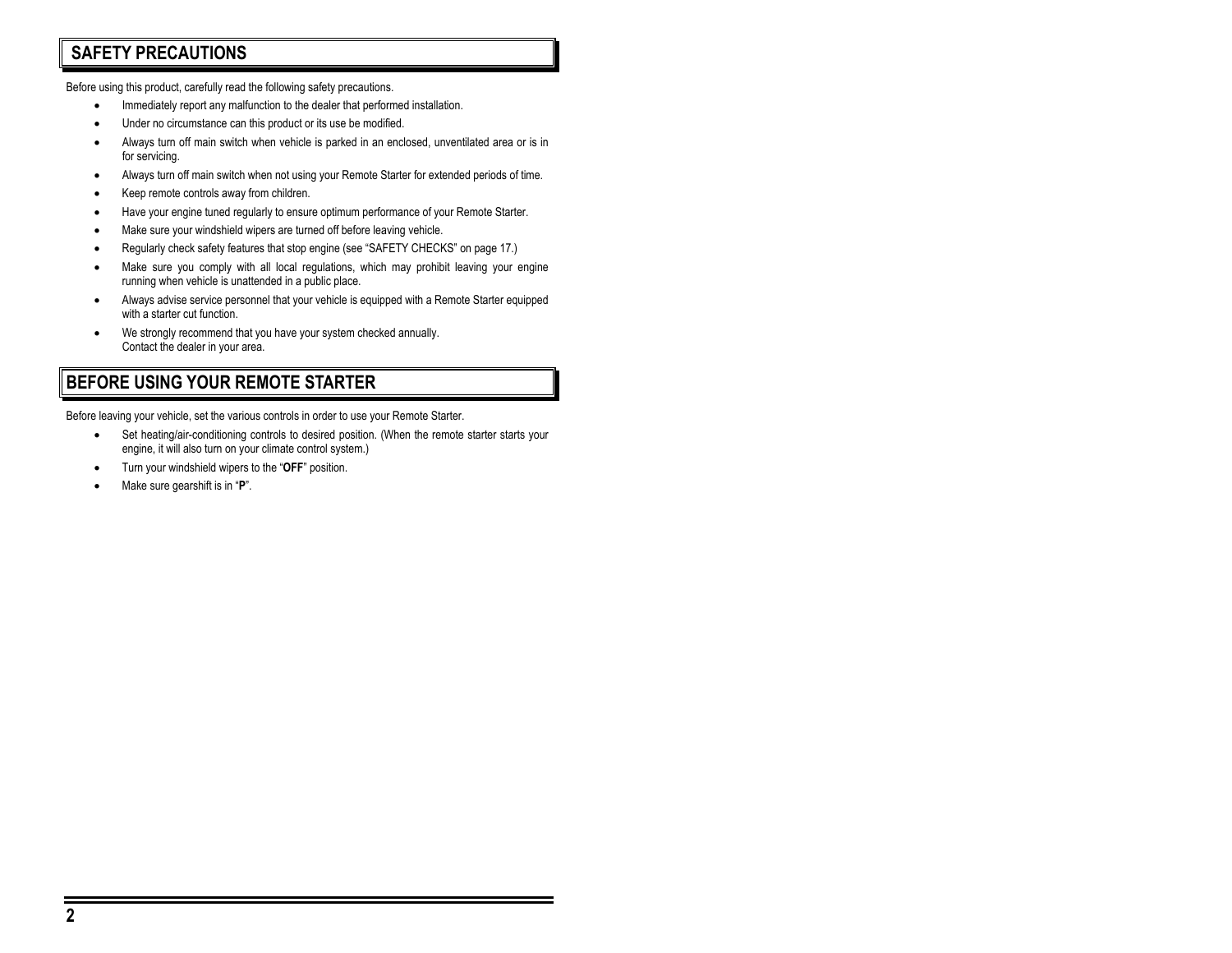## SAFETY PRECAUTIONS

Before using this product, carefully read the following safety precautions.

- Immediately report any malfunction to the dealer that performed installation.
- Under no circumstance can this product or its use be modified.
- Always turn off main switch when vehicle is parked in an enclosed, unventilated area or is in for servicing.
- Always turn off main switch when not using your Remote Starter for extended periods of time.
- Keep remote controls away from children.
- Have your engine tuned regularly to ensure optimum performance of your Remote Starter.
- Make sure your windshield wipers are turned off before leaving vehicle.
- Regularly check safety features that stop engine (see "SAFETY CHECKS" on page 17.)
- Make sure you comply with all local regulations, which may prohibit leaving your engine running when vehicle is unattended in a public place.
- Always advise service personnel that your vehicle is equipped with a Remote Starter equipped with a starter cut function.
- We strongly recommend that you have your system checked annually.
  Contact the dealer in your area.

## BEFORE USING YOUR REMOTE STARTER

Before leaving your vehicle, set the various controls in order to use your Remote Starter.

- Set heating/air-conditioning controls to desired position. (When the remote starter starts your engine, it will also turn on your climate control system.)
- Turn your windshield wipers to the "**OFF**" position.
- Make sure gearshift is in "**P**".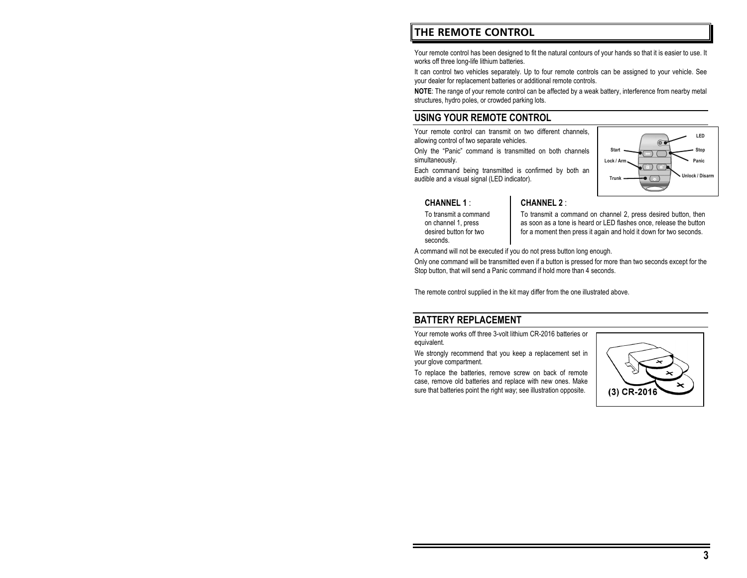# THE REMOTE CONTROL

Your remote control has been designed to fit the natural contours of your hands so that it is easier to use. It works off three long-life lithium batteries.

It can control two vehicles separately. Up to four remote controls can be assigned to your vehicle. See your dealer for replacement batteries or additional remote controls.

**NOTE**: The range of your remote control can be affected by a weak battery, interference from nearby metal structures, hydro poles, or crowded parking lots.

## USING YOUR REMOTE CONTROL

Your remote control can transmit on two different channels, allowing control of two separate vehicles.

Only the "Panic" command is transmitted on both channels simultaneously.

Each command being transmitted is confirmed by both an audible and a visual signal (LED indicator).

### CHANNEL 1 :

To transmit a command on channel 1, press desired button for two seconds.

### CHANNEL 2 :

To transmit a command on channel 2, press desired button, then as soon as a tone is heard or LED flashes once, release the button for a moment then press it again and hold it down for two seconds.

A command will not be executed if you do not press button long enough.

Only one command will be transmitted even if a button is pressed for more than two seconds except for the Stop button, that will send a Panic command if hold more than 4 seconds.

The remote control supplied in the kit may differ from the one illustrated above.

## BATTERY REPLACEMENT

Your remote works off three 3-volt lithium CR-2016 batteries or equivalent.

We strongly recommend that you keep a replacement set in your glove compartment.

To replace the batteries, remove screw on back of remote case, remove old batteries and replace with new ones. Make sure that batteries point the right way; see illustration opposite.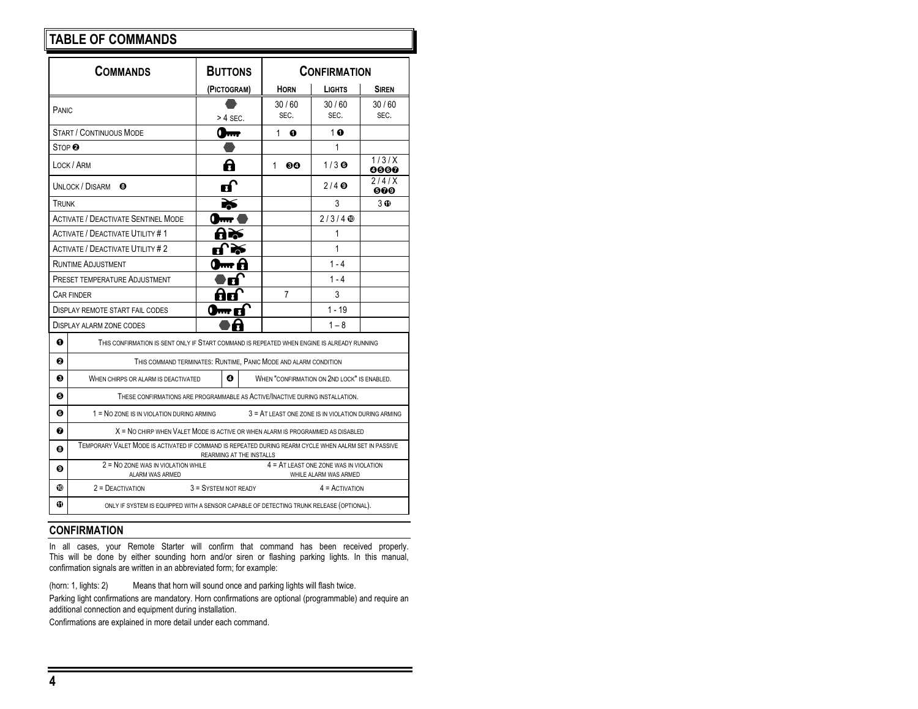## TABLE OF COMMANDS

| COMMANDS | BUTTONS (PICTOGRAM) | CONFIRMATION | | |
|---|---|---|---|---|
| | | HORN | LIGHTS | SIREN |
| PANIC | > 4 SEC. | 30 / 60 SEC. | 30 / 60 SEC. | 30 / 60 SEC. |
| START / CONTINUOUS MODE | | 1 ❶ | 1 ❶ | |
| STOP ❷ | | | 1 | |
| LOCK / ARM | | 1 ❸❹ | 1 / 3 ❻ | 1 / 3 / X ❹❺❻❼ |
| UNLOCK / DISARM ❽ | | | 2 / 4 ❾ | 2 / 4 / X ❺❼❾ |
| TRUNK | | | 3 | 3 ⓫ |
| ACTIVATE / DEACTIVATE SENTINEL MODE | | | 2 / 3 / 4 ❿ | |
| ACTIVATE / DEACTIVATE UTILITY # 1 | | | 1 | |
| ACTIVATE / DEACTIVATE UTILITY # 2 | | | 1 | |
| RUNTIME ADJUSTMENT | | | 1 - 4 | |
| PRESET TEMPERATURE ADJUSTMENT | | | 1 - 4 | |
| CAR FINDER | | 7 | 3 | |
| DISPLAY REMOTE START FAIL CODES | | | 1 - 19 | |
| DISPLAY ALARM ZONE CODES | | | 1 – 8 | |

❶ THIS CONFIRMATION IS SENT ONLY IF START COMMAND IS REPEATED WHEN ENGINE IS ALREADY RUNNING

❷ THIS COMMAND TERMINATES: RUNTIME, PANIC MODE AND ALARM CONDITION

❸ WHEN CHIRPS OR ALARM IS DEACTIVATED

❹ WHEN "CONFIRMATION ON 2ND LOCK" IS ENABLED.

❺ THESE CONFIRMATIONS ARE PROGRAMMABLE AS ACTIVE/INACTIVE DURING INSTALLATION.

❻ 1 = NO ZONE IS IN VIOLATION DURING ARMING 3 = AT LEAST ONE ZONE IS IN VIOLATION DURING ARMING

❼ X = NO CHIRP WHEN VALET MODE IS ACTIVE OR WHEN ALARM IS PROGRAMMED AS DISABLED

❽ TEMPORARY VALET MODE IS ACTIVATED IF COMMAND IS REPEATED DURING REARM CYCLE WHEN AALRM SET IN PASSIVE REARMING AT THE INSTALLS

❾ 2 = NO ZONE WAS IN VIOLATION WHILE ALARM WAS ARMED 4 = AT LEAST ONE ZONE WAS IN VIOLATION WHILE ALARM WAS ARMED

❿ 2 = DEACTIVATION 3 = SYSTEM NOT READY 4 = ACTIVATION

⓫ ONLY IF SYSTEM IS EQUIPPED WITH A SENSOR CAPABLE OF DETECTING TRUNK RELEASE (OPTIONAL).

## CONFIRMATION

In all cases, your Remote Starter will confirm that command has been received properly. This will be done by either sounding horn and/or siren or flashing parking lights. In this manual, confirmation signals are written in an abbreviated form; for example:

(horn: 1, lights: 2) Means that horn will sound once and parking lights will flash twice.

Parking light confirmations are mandatory. Horn confirmations are optional (programmable) and require an additional connection and equipment during installation.

Confirmations are explained in more detail under each command.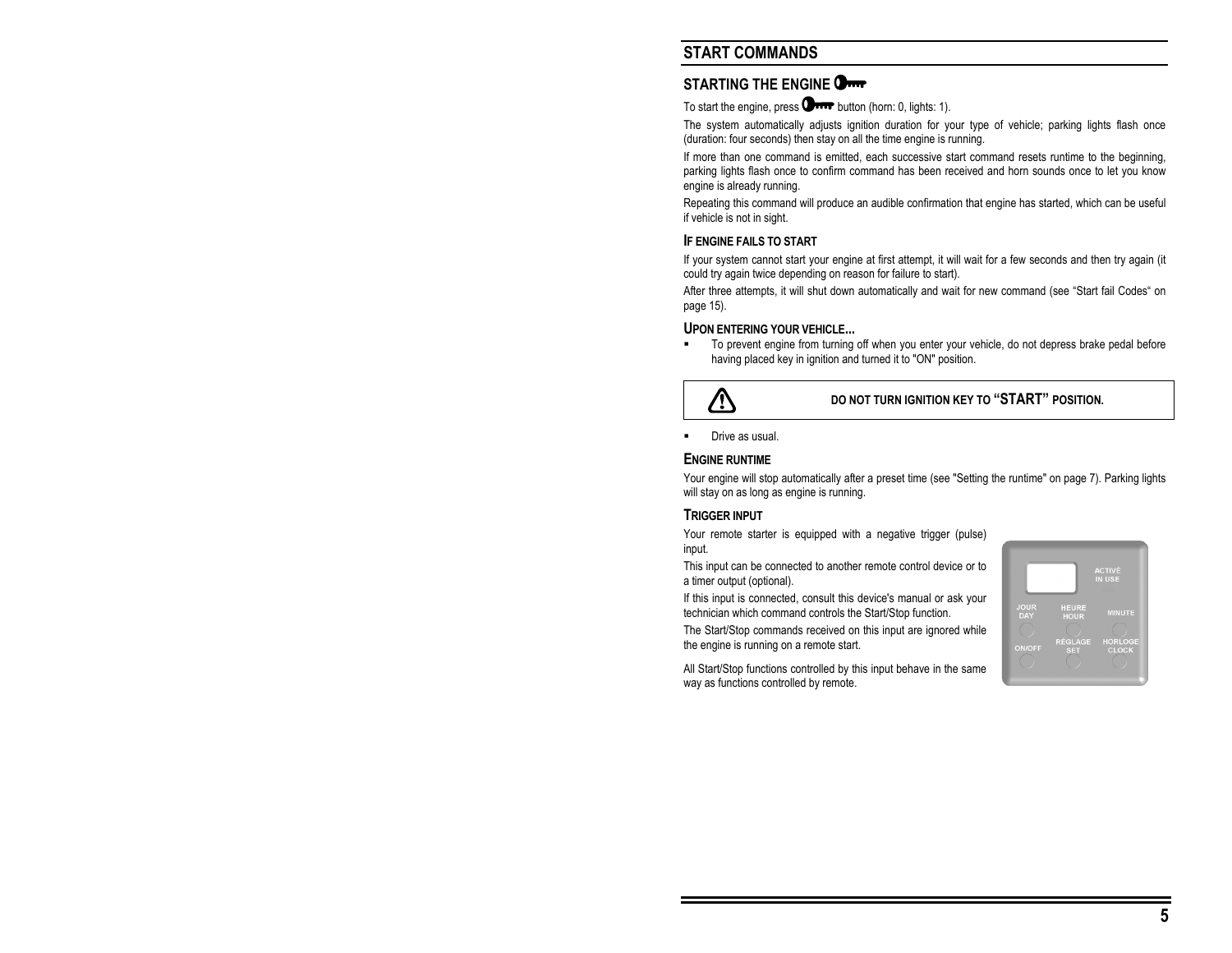## START COMMANDS

### STARTING THE ENGINE

To start the engine, press button (horn: 0, lights: 1).

The system automatically adjusts ignition duration for your type of vehicle; parking lights flash once (duration: four seconds) then stay on all the time engine is running.

If more than one command is emitted, each successive start command resets runtime to the beginning, parking lights flash once to confirm command has been received and horn sounds once to let you know engine is already running.

Repeating this command will produce an audible confirmation that engine has started, which can be useful if vehicle is not in sight.

#### IF ENGINE FAILS TO START

If your system cannot start your engine at first attempt, it will wait for a few seconds and then try again (it could try again twice depending on reason for failure to start).

After three attempts, it will shut down automatically and wait for new command (see "Start fail Codes" on page 15).

#### UPON ENTERING YOUR VEHICLE...

- To prevent engine from turning off when you enter your vehicle, do not depress brake pedal before having placed key in ignition and turned it to "ON" position.

**⚠ DO NOT TURN IGNITION KEY TO "START" POSITION.**

- Drive as usual.

#### ENGINE RUNTIME

Your engine will stop automatically after a preset time (see "Setting the runtime" on page 7). Parking lights will stay on as long as engine is running.

#### TRIGGER INPUT

Your remote starter is equipped with a negative trigger (pulse) input.

This input can be connected to another remote control device or to a timer output (optional).

If this input is connected, consult this device's manual or ask your technician which command controls the Start/Stop function.

The Start/Stop commands received on this input are ignored while the engine is running on a remote start.

All Start/Stop functions controlled by this input behave in the same way as functions controlled by remote.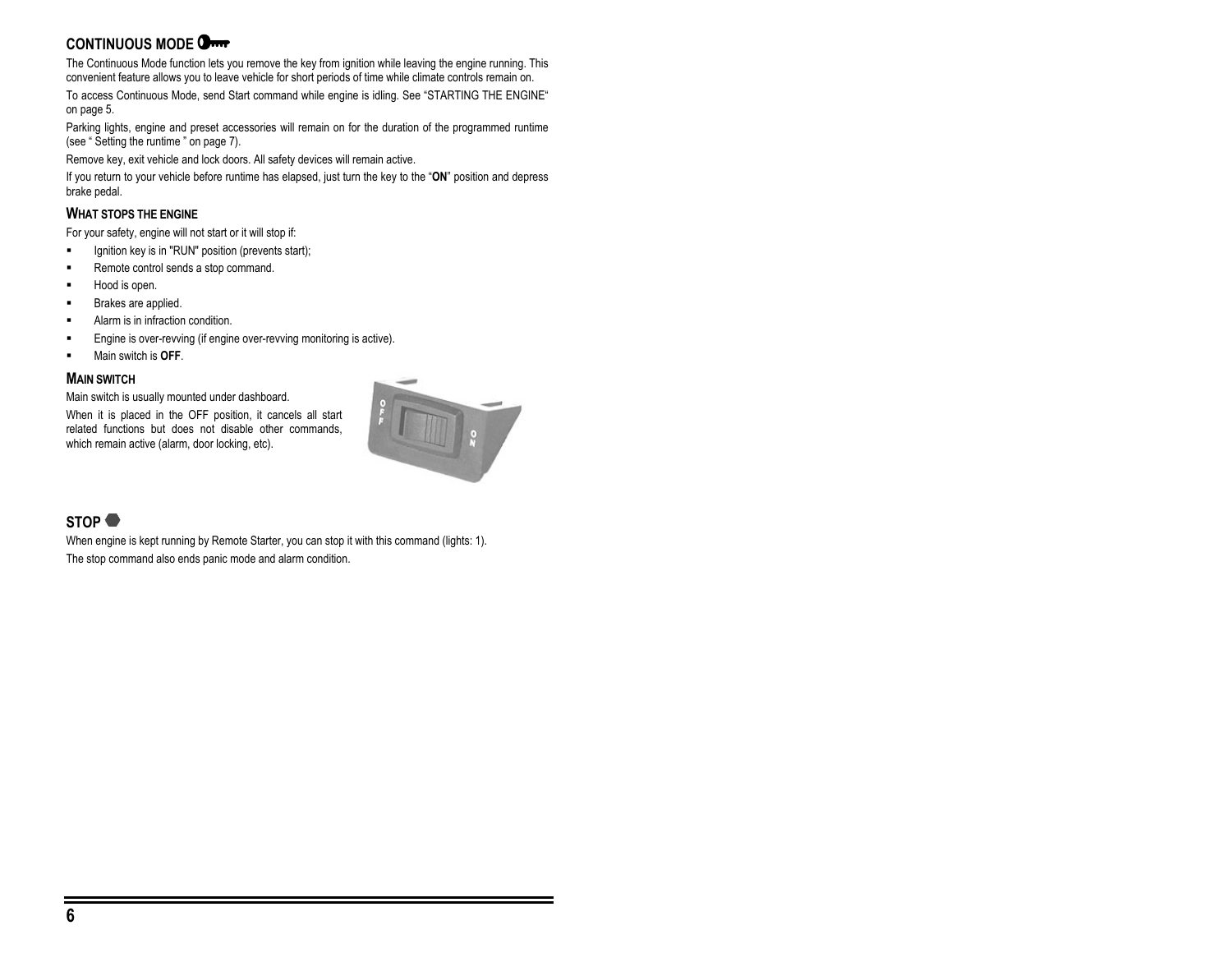## CONTINUOUS MODE

The Continuous Mode function lets you remove the key from ignition while leaving the engine running. This convenient feature allows you to leave vehicle for short periods of time while climate controls remain on.

To access Continuous Mode, send Start command while engine is idling. See "STARTING THE ENGINE" on page 5.

Parking lights, engine and preset accessories will remain on for the duration of the programmed runtime (see " Setting the runtime " on page 7).

Remove key, exit vehicle and lock doors. All safety devices will remain active.

If you return to your vehicle before runtime has elapsed, just turn the key to the "**ON**" position and depress brake pedal.

### WHAT STOPS THE ENGINE

For your safety, engine will not start or it will stop if:

- Ignition key is in "RUN" position (prevents start);
- Remote control sends a stop command.
- Hood is open.
- Brakes are applied.
- Alarm is in infraction condition.
- Engine is over-revving (if engine over-revving monitoring is active).
- Main switch is **OFF**.

### MAIN SWITCH

Main switch is usually mounted under dashboard.

When it is placed in the OFF position, it cancels all start related functions but does not disable other commands, which remain active (alarm, door locking, etc).

## STOP

When engine is kept running by Remote Starter, you can stop it with this command (lights: 1).

The stop command also ends panic mode and alarm condition.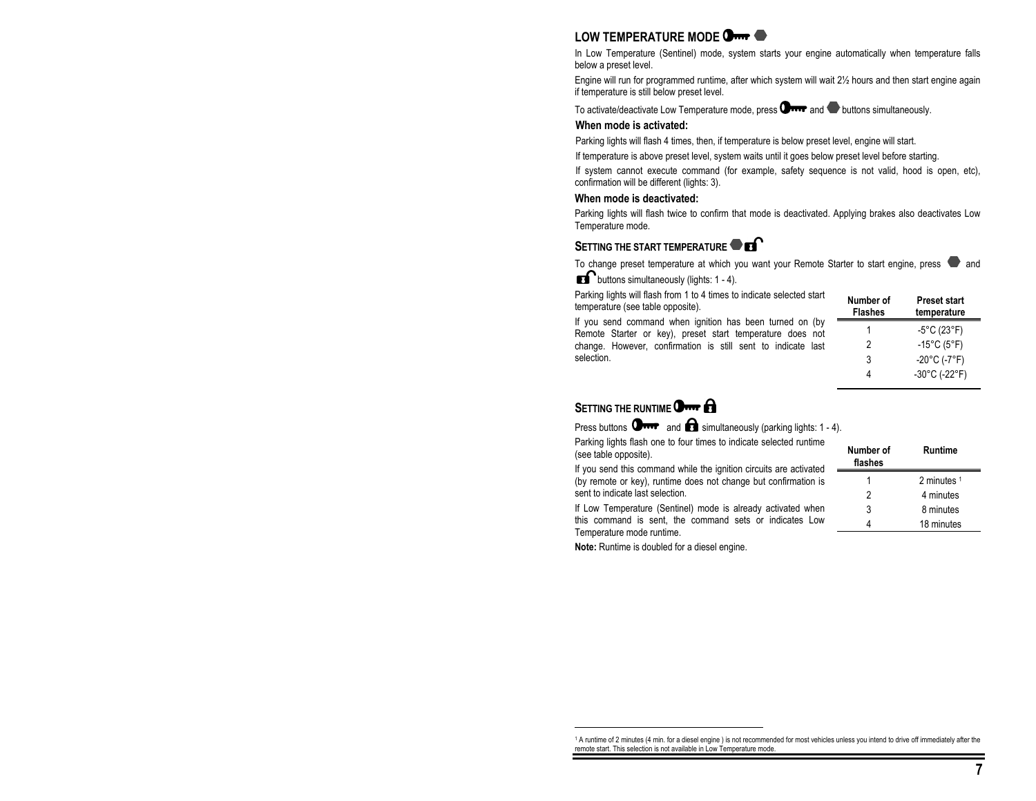## LOW TEMPERATURE MODE

In Low Temperature (Sentinel) mode, system starts your engine automatically when temperature falls below a preset level.

Engine will run for programmed runtime, after which system will wait 2½ hours and then start engine again if temperature is still below preset level.

To activate/deactivate Low Temperature mode, press and buttons simultaneously.

### When mode is activated:

Parking lights will flash 4 times, then, if temperature is below preset level, engine will start.

If temperature is above preset level, system waits until it goes below preset level before starting.

If system cannot execute command (for example, safety sequence is not valid, hood is open, etc), confirmation will be different (lights: 3).

### When mode is deactivated:

Parking lights will flash twice to confirm that mode is deactivated. Applying brakes also deactivates Low Temperature mode.

## SETTING THE START TEMPERATURE

To change preset temperature at which you want your Remote Starter to start engine, press and buttons simultaneously (lights: 1 - 4).

Parking lights will flash from 1 to 4 times to indicate selected start temperature (see table opposite).

If you send command when ignition has been turned on (by Remote Starter or key), preset start temperature does not change. However, confirmation is still sent to indicate last selection.

| Number of Flashes | Preset start temperature |
|---|---|
| 1 | -5°C (23°F) |
| 2 | -15°C (5°F) |
| 3 | -20°C (-7°F) |
| 4 | -30°C (-22°F) |

## SETTING THE RUNTIME

Press buttons and simultaneously (parking lights: 1 - 4).

Parking lights flash one to four times to indicate selected runtime (see table opposite).

If you send this command while the ignition circuits are activated (by remote or key), runtime does not change but confirmation is sent to indicate last selection.

If Low Temperature (Sentinel) mode is already activated when this command is sent, the command sets or indicates Low Temperature mode runtime.

| Number of flashes | Runtime |
|---|---|
| 1 | 2 minutes [1] |
| 2 | 4 minutes |
| 3 | 8 minutes |
| 4 | 18 minutes |

**Note:** Runtime is doubled for a diesel engine.

[1] A runtime of 2 minutes (4 min. for a diesel engine ) is not recommended for most vehicles unless you intend to drive off immediately after the remote start. This selection is not available in Low Temperature mode.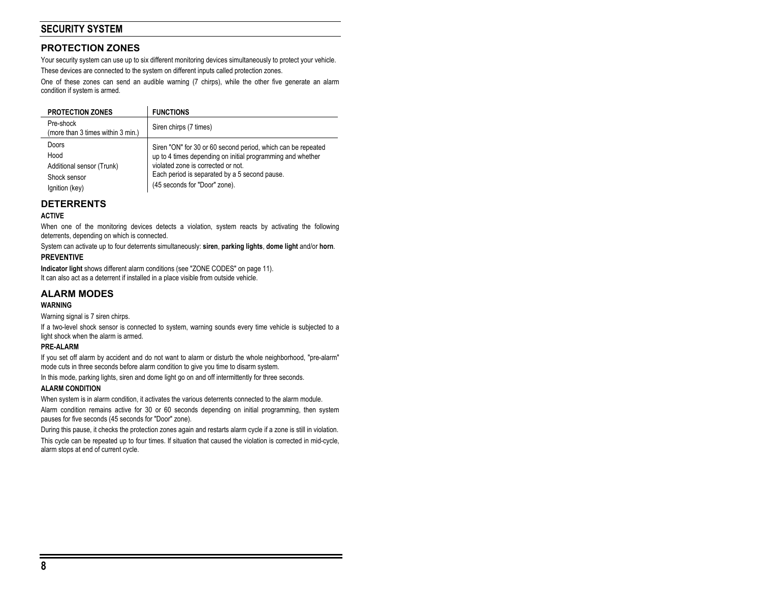# SECURITY SYSTEM

## PROTECTION ZONES

Your security system can use up to six different monitoring devices simultaneously to protect your vehicle.

These devices are connected to the system on different inputs called protection zones.

One of these zones can send an audible warning (7 chirps), while the other five generate an alarm condition if system is armed.

| PROTECTION ZONES | FUNCTIONS |
|---|---|
| Pre-shock (more than 3 times within 3 min.) | Siren chirps (7 times) |
| Doors<br>Hood<br>Additional sensor (Trunk)<br>Shock sensor<br>Ignition (key) | Siren "ON" for 30 or 60 second period, which can be repeated up to 4 times depending on initial programming and whether violated zone is corrected or not.<br>Each period is separated by a 5 second pause.<br>(45 seconds for "Door" zone). |

## DETERRENTS

### ACTIVE

When one of the monitoring devices detects a violation, system reacts by activating the following deterrents, depending on which is connected.

System can activate up to four deterrents simultaneously: **siren**, **parking lights**, **dome light** and/or **horn**.

### PREVENTIVE

**Indicator light** shows different alarm conditions (see "ZONE CODES" on page 11).
It can also act as a deterrent if installed in a place visible from outside vehicle.

## ALARM MODES

### WARNING

Warning signal is 7 siren chirps.

If a two-level shock sensor is connected to system, warning sounds every time vehicle is subjected to a light shock when the alarm is armed.

### PRE-ALARM

If you set off alarm by accident and do not want to alarm or disturb the whole neighborhood, "pre-alarm" mode cuts in three seconds before alarm condition to give you time to disarm system.

In this mode, parking lights, siren and dome light go on and off intermittently for three seconds.

### ALARM CONDITION

When system is in alarm condition, it activates the various deterrents connected to the alarm module.

Alarm condition remains active for 30 or 60 seconds depending on initial programming, then system pauses for five seconds (45 seconds for "Door" zone).

During this pause, it checks the protection zones again and restarts alarm cycle if a zone is still in violation.

This cycle can be repeated up to four times. If situation that caused the violation is corrected in mid-cycle, alarm stops at end of current cycle.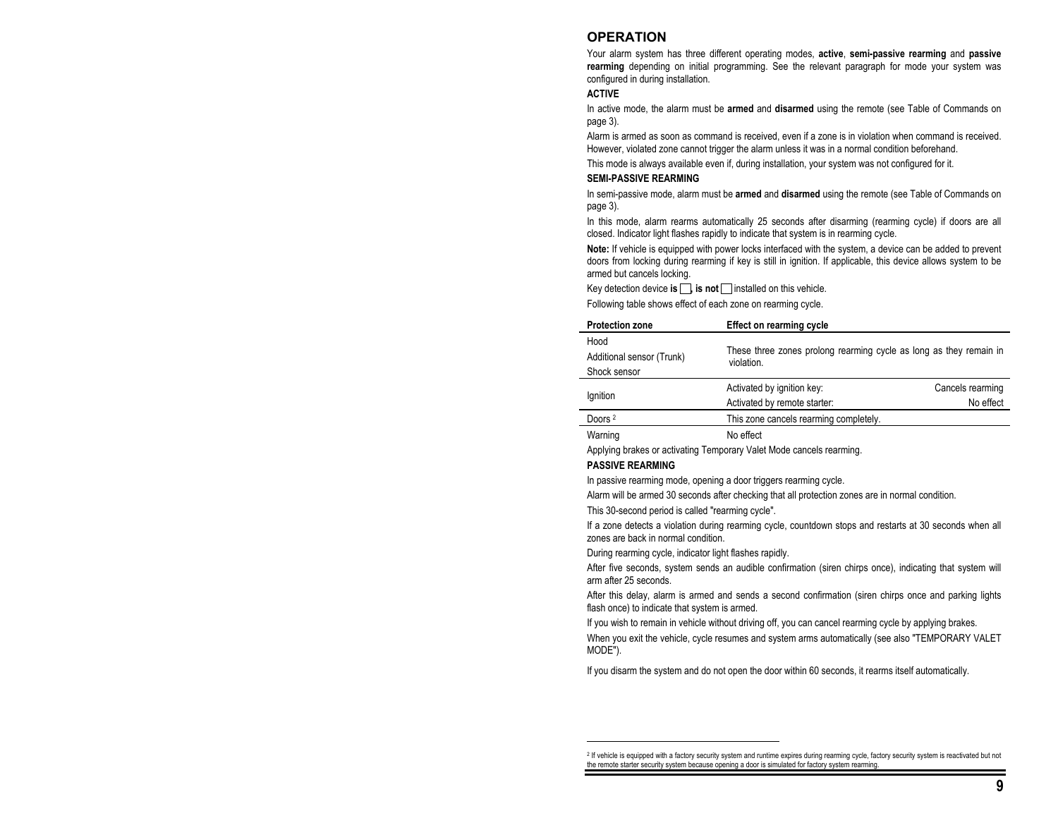## OPERATION

Your alarm system has three different operating modes, **active**, **semi-passive rearming** and **passive rearming** depending on initial programming. See the relevant paragraph for mode your system was configured in during installation.

### ACTIVE

In active mode, the alarm must be **armed** and **disarmed** using the remote (see Table of Commands on page 3).

Alarm is armed as soon as command is received, even if a zone is in violation when command is received. However, violated zone cannot trigger the alarm unless it was in a normal condition beforehand.

This mode is always available even if, during installation, your system was not configured for it.

### SEMI-PASSIVE REARMING

In semi-passive mode, alarm must be **armed** and **disarmed** using the remote (see Table of Commands on page 3).

In this mode, alarm rearms automatically 25 seconds after disarming (rearming cycle) if doors are all closed. Indicator light flashes rapidly to indicate that system is in rearming cycle.

**Note:** If vehicle is equipped with power locks interfaced with the system, a device can be added to prevent doors from locking during rearming if key is still in ignition. If applicable, this device allows system to be armed but cancels locking.

Key detection device **is** ☐, **is not** ☐ installed on this vehicle.

Following table shows effect of each zone on rearming cycle.

| Protection zone | Effect on rearming cycle | |
|---|---|---|
| Hood<br>Additional sensor (Trunk)<br>Shock sensor | These three zones prolong rearming cycle as long as they remain in violation. | |
| Ignition | Activated by ignition key: | Cancels rearming |
| | Activated by remote starter: | No effect |
| Doors [2] | This zone cancels rearming completely. | |
| Warning | No effect | |

Applying brakes or activating Temporary Valet Mode cancels rearming.

### PASSIVE REARMING

In passive rearming mode, opening a door triggers rearming cycle.

Alarm will be armed 30 seconds after checking that all protection zones are in normal condition.

This 30-second period is called "rearming cycle".

If a zone detects a violation during rearming cycle, countdown stops and restarts at 30 seconds when all zones are back in normal condition.

During rearming cycle, indicator light flashes rapidly.

After five seconds, system sends an audible confirmation (siren chirps once), indicating that system will arm after 25 seconds.

After this delay, alarm is armed and sends a second confirmation (siren chirps once and parking lights flash once) to indicate that system is armed.

If you wish to remain in vehicle without driving off, you can cancel rearming cycle by applying brakes.

When you exit the vehicle, cycle resumes and system arms automatically (see also "TEMPORARY VALET MODE").

If you disarm the system and do not open the door within 60 seconds, it rearms itself automatically.

---

[2] If vehicle is equipped with a factory security system and runtime expires during rearming cycle, factory security system is reactivated but not the remote starter security system because opening a door is simulated for factory system rearming.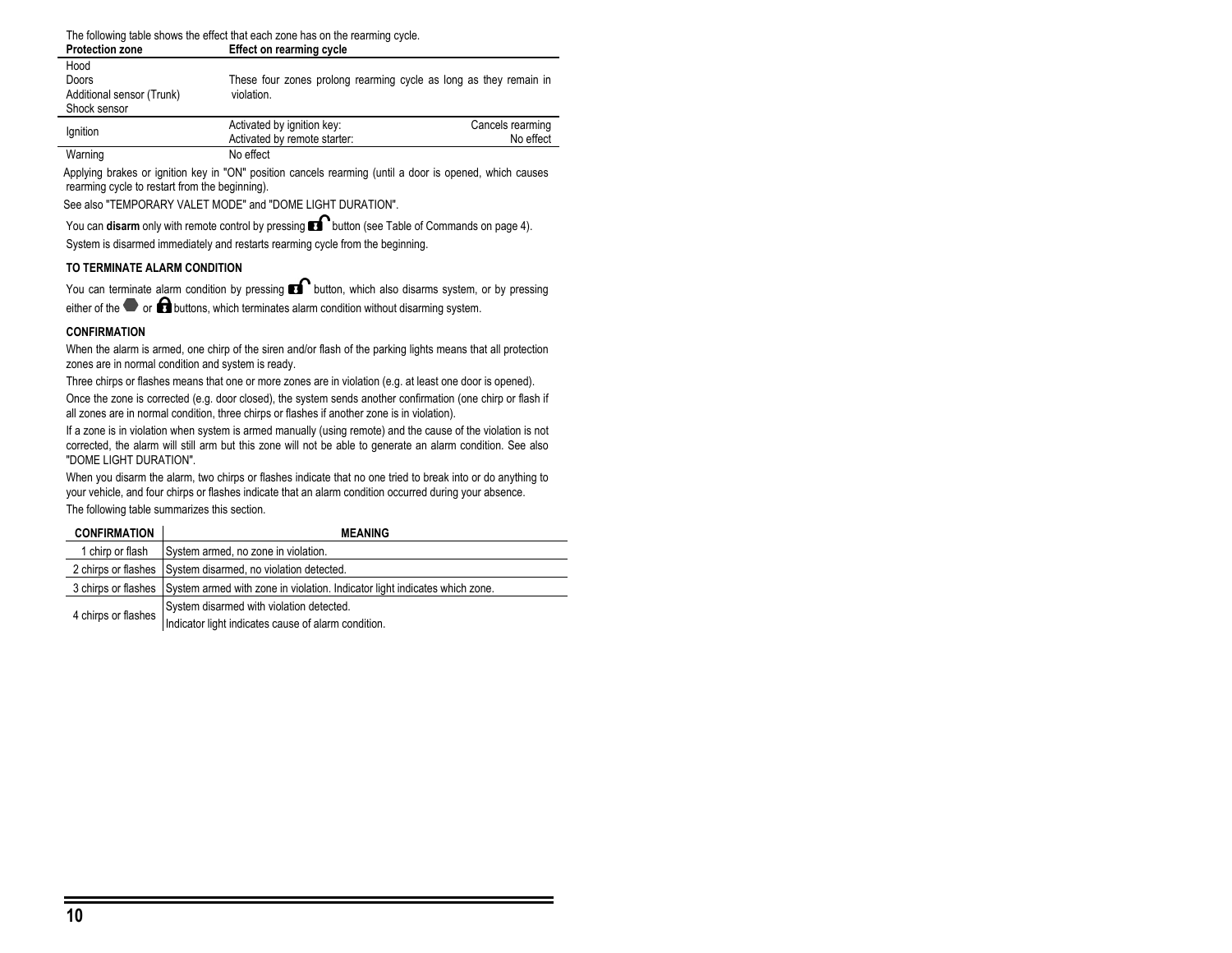The following table shows the effect that each zone has on the rearming cycle.

| Protection zone | Effect on rearming cycle | |
|---|---|---|
| Hood<br>Doors<br>Additional sensor (Trunk)<br>Shock sensor | These four zones prolong rearming cycle as long as they remain in violation. | |
| Ignition | Activated by ignition key: | Cancels rearming |
| | Activated by remote starter: | No effect |
| Warning | No effect | |

Applying brakes or ignition key in "ON" position cancels rearming (until a door is opened, which causes rearming cycle to restart from the beginning).

See also "TEMPORARY VALET MODE" and "DOME LIGHT DURATION".

You can **disarm** only with remote control by pressing button (see Table of Commands on page 4).

System is disarmed immediately and restarts rearming cycle from the beginning.

### TO TERMINATE ALARM CONDITION

You can terminate alarm condition by pressing button, which also disarms system, or by pressing either of the or buttons, which terminates alarm condition without disarming system.

### CONFIRMATION

When the alarm is armed, one chirp of the siren and/or flash of the parking lights means that all protection zones are in normal condition and system is ready.

Three chirps or flashes means that one or more zones are in violation (e.g. at least one door is opened).

Once the zone is corrected (e.g. door closed), the system sends another confirmation (one chirp or flash if all zones are in normal condition, three chirps or flashes if another zone is in violation).

If a zone is in violation when system is armed manually (using remote) and the cause of the violation is not corrected, the alarm will still arm but this zone will not be able to generate an alarm condition. See also "DOME LIGHT DURATION".

When you disarm the alarm, two chirps or flashes indicate that no one tried to break into or do anything to your vehicle, and four chirps or flashes indicate that an alarm condition occurred during your absence.

The following table summarizes this section.

| CONFIRMATION | MEANING |
|---|---|
| 1 chirp or flash | System armed, no zone in violation. |
| 2 chirps or flashes | System disarmed, no violation detected. |
| 3 chirps or flashes | System armed with zone in violation. Indicator light indicates which zone. |
| 4 chirps or flashes | System disarmed with violation detected.<br>Indicator light indicates cause of alarm condition. |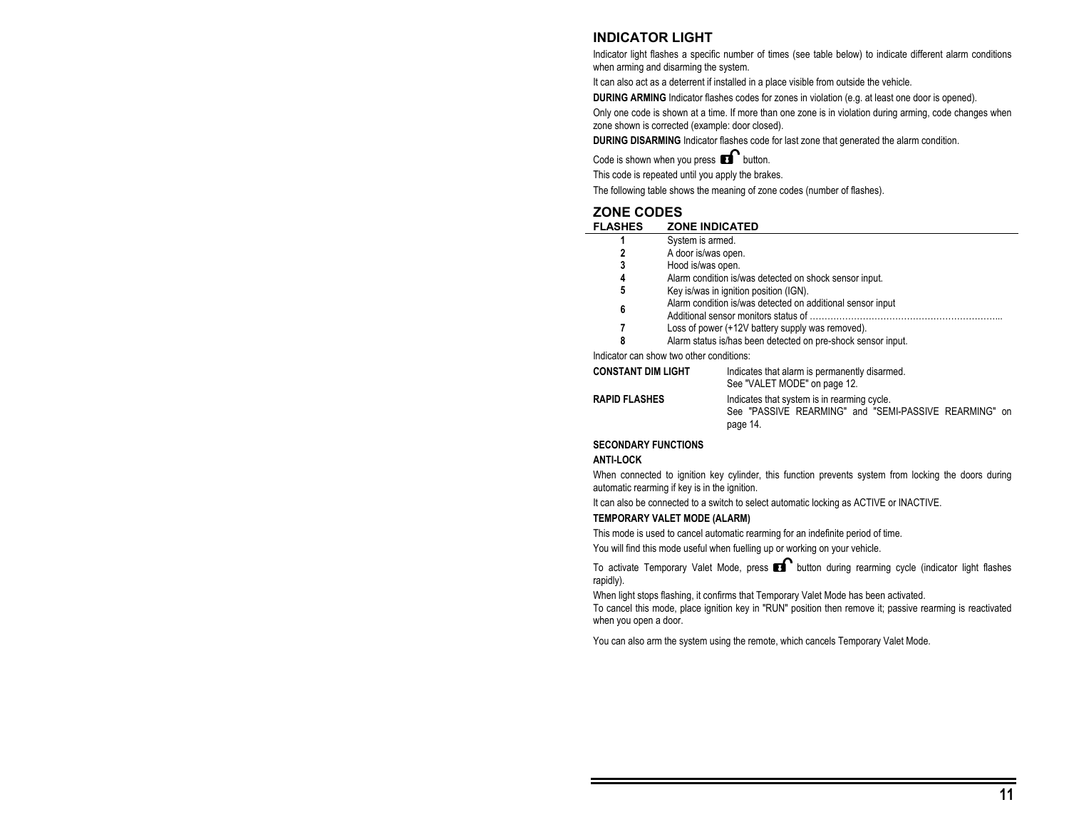## INDICATOR LIGHT

Indicator light flashes a specific number of times (see table below) to indicate different alarm conditions when arming and disarming the system.

It can also act as a deterrent if installed in a place visible from outside the vehicle.

**DURING ARMING** Indicator flashes codes for zones in violation (e.g. at least one door is opened).

Only one code is shown at a time. If more than one zone is in violation during arming, code changes when zone shown is corrected (example: door closed).

**DURING DISARMING** Indicator flashes code for last zone that generated the alarm condition.

Code is shown when you press 🔓 button.

This code is repeated until you apply the brakes.

The following table shows the meaning of zone codes (number of flashes).

## ZONE CODES

| FLASHES | ZONE INDICATED |
|---|---|
| 1 | System is armed. |
| 2 | A door is/was open. |
| 3 | Hood is/was open. |
| 4 | Alarm condition is/was detected on shock sensor input. |
| 5 | Key is/was in ignition position (IGN). |
| 6 | Alarm condition is/was detected on additional sensor input<br>Additional sensor monitors status of ………………………………………………………... |
| 7 | Loss of power (+12V battery supply was removed). |
| 8 | Alarm status is/has been detected on pre-shock sensor input. |

Indicator can show two other conditions:

| | |
|---|---|
| **CONSTANT DIM LIGHT** | Indicates that alarm is permanently disarmed.<br>See "VALET MODE" on page 12. |
| **RAPID FLASHES** | Indicates that system is in rearming cycle.<br>See "PASSIVE REARMING" and "SEMI-PASSIVE REARMING" on page 14. |

**SECONDARY FUNCTIONS**

**ANTI-LOCK**

When connected to ignition key cylinder, this function prevents system from locking the doors during automatic rearming if key is in the ignition.

It can also be connected to a switch to select automatic locking as ACTIVE or INACTIVE.

**TEMPORARY VALET MODE (ALARM)**

This mode is used to cancel automatic rearming for an indefinite period of time.

You will find this mode useful when fuelling up or working on your vehicle.

To activate Temporary Valet Mode, press 🔓 button during rearming cycle (indicator light flashes rapidly).

When light stops flashing, it confirms that Temporary Valet Mode has been activated.
To cancel this mode, place ignition key in "RUN" position then remove it; passive rearming is reactivated when you open a door.

You can also arm the system using the remote, which cancels Temporary Valet Mode.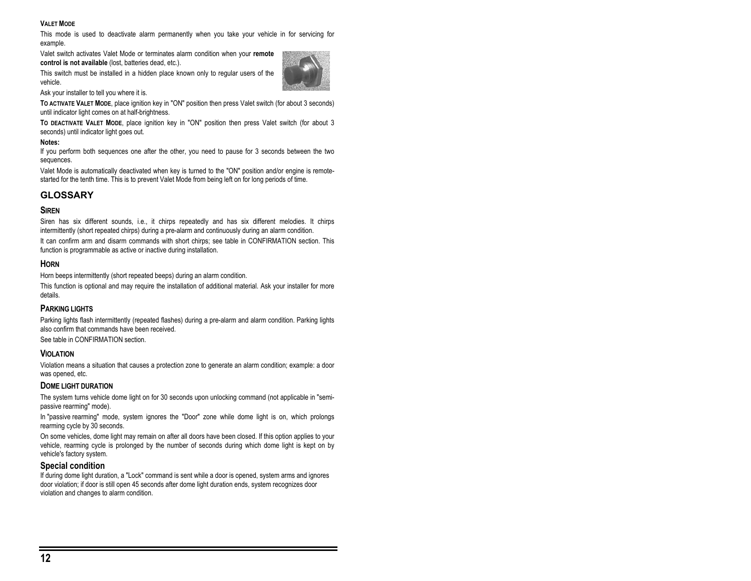### VALET MODE

This mode is used to deactivate alarm permanently when you take your vehicle in for servicing for example.

Valet switch activates Valet Mode or terminates alarm condition when your **remote control is not available** (lost, batteries dead, etc.).

This switch must be installed in a hidden place known only to regular users of the vehicle.

Ask your installer to tell you where it is.

**TO ACTIVATE VALET MODE**, place ignition key in "ON" position then press Valet switch (for about 3 seconds) until indicator light comes on at half-brightness.

**TO DEACTIVATE VALET MODE**, place ignition key in "ON" position then press Valet switch (for about 3 seconds) until indicator light goes out.

**Notes:**

If you perform both sequences one after the other, you need to pause for 3 seconds between the two sequences.

Valet Mode is automatically deactivated when key is turned to the "ON" position and/or engine is remote-started for the tenth time. This is to prevent Valet Mode from being left on for long periods of time.

## GLOSSARY

### SIREN

Siren has six different sounds, i.e., it chirps repeatedly and has six different melodies. It chirps intermittently (short repeated chirps) during a pre-alarm and continuously during an alarm condition.

It can confirm arm and disarm commands with short chirps; see table in CONFIRMATION section. This function is programmable as active or inactive during installation.

### HORN

Horn beeps intermittently (short repeated beeps) during an alarm condition.

This function is optional and may require the installation of additional material. Ask your installer for more details.

### PARKING LIGHTS

Parking lights flash intermittently (repeated flashes) during a pre-alarm and alarm condition. Parking lights also confirm that commands have been received.

See table in CONFIRMATION section.

### VIOLATION

Violation means a situation that causes a protection zone to generate an alarm condition; example: a door was opened, etc.

### DOME LIGHT DURATION

The system turns vehicle dome light on for 30 seconds upon unlocking command (not applicable in "semi-passive rearming" mode).

In "passive rearming" mode, system ignores the "Door" zone while dome light is on, which prolongs rearming cycle by 30 seconds.

On some vehicles, dome light may remain on after all doors have been closed. If this option applies to your vehicle, rearming cycle is prolonged by the number of seconds during which dome light is kept on by vehicle's factory system.

### Special condition

If during dome light duration, a "Lock" command is sent while a door is opened, system arms and ignores door violation; if door is still open 45 seconds after dome light duration ends, system recognizes door violation and changes to alarm condition.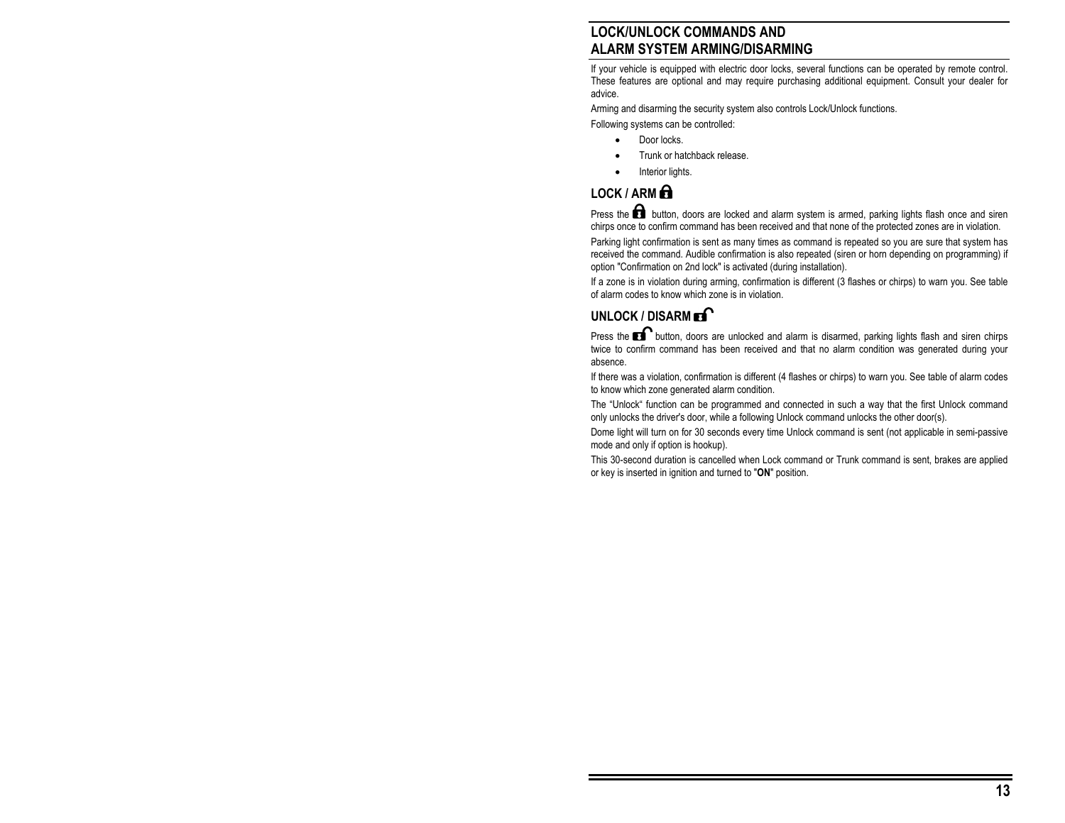## LOCK/UNLOCK COMMANDS AND ALARM SYSTEM ARMING/DISARMING

If your vehicle is equipped with electric door locks, several functions can be operated by remote control. These features are optional and may require purchasing additional equipment. Consult your dealer for advice.

Arming and disarming the security system also controls Lock/Unlock functions.

Following systems can be controlled:

- Door locks.
- Trunk or hatchback release.
- Interior lights.

### LOCK / ARM

Press the button, doors are locked and alarm system is armed, parking lights flash once and siren chirps once to confirm command has been received and that none of the protected zones are in violation.

Parking light confirmation is sent as many times as command is repeated so you are sure that system has received the command. Audible confirmation is also repeated (siren or horn depending on programming) if option "Confirmation on 2nd lock" is activated (during installation).

If a zone is in violation during arming, confirmation is different (3 flashes or chirps) to warn you. See table of alarm codes to know which zone is in violation.

### UNLOCK / DISARM

Press the button, doors are unlocked and alarm is disarmed, parking lights flash and siren chirps twice to confirm command has been received and that no alarm condition was generated during your absence.

If there was a violation, confirmation is different (4 flashes or chirps) to warn you. See table of alarm codes to know which zone generated alarm condition.

The "Unlock" function can be programmed and connected in such a way that the first Unlock command only unlocks the driver's door, while a following Unlock command unlocks the other door(s).

Dome light will turn on for 30 seconds every time Unlock command is sent (not applicable in semi-passive mode and only if option is hookup).

This 30-second duration is cancelled when Lock command or Trunk command is sent, brakes are applied or key is inserted in ignition and turned to "**ON**" position.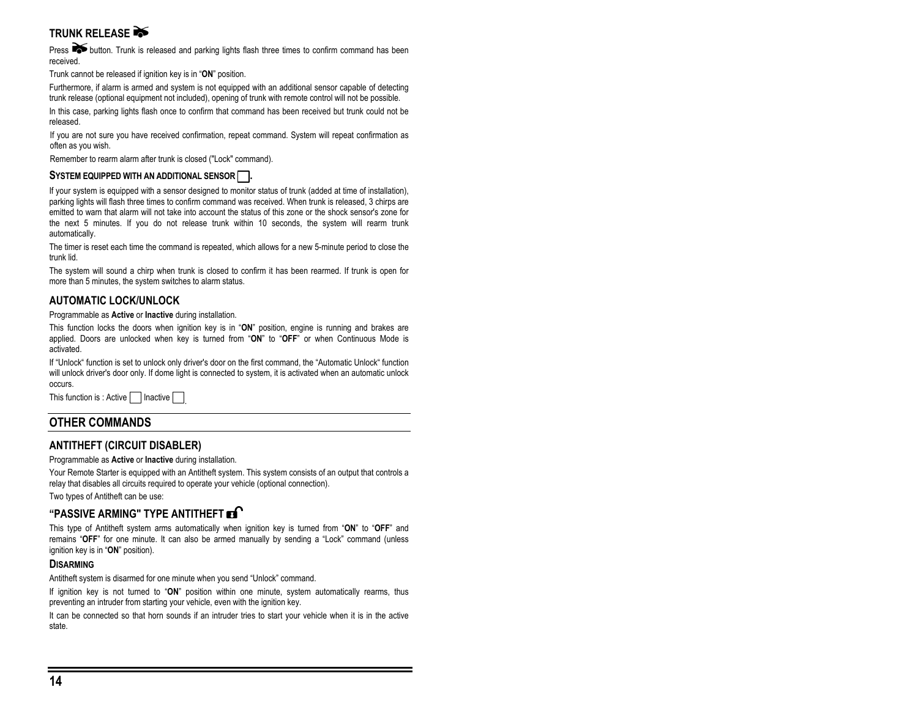## TRUNK RELEASE

Press button. Trunk is released and parking lights flash three times to confirm command has been received.

Trunk cannot be released if ignition key is in "**ON**" position.

Furthermore, if alarm is armed and system is not equipped with an additional sensor capable of detecting trunk release (optional equipment not included), opening of trunk with remote control will not be possible.

In this case, parking lights flash once to confirm that command has been received but trunk could not be released.

If you are not sure you have received confirmation, repeat command. System will repeat confirmation as often as you wish.

Remember to rearm alarm after trunk is closed ("Lock" command).

### SYSTEM EQUIPPED WITH AN ADDITIONAL SENSOR ☐.

If your system is equipped with a sensor designed to monitor status of trunk (added at time of installation), parking lights will flash three times to confirm command was received. When trunk is released, 3 chirps are emitted to warn that alarm will not take into account the status of this zone or the shock sensor's zone for the next 5 minutes. If you do not release trunk within 10 seconds, the system will rearm trunk automatically.

The timer is reset each time the command is repeated, which allows for a new 5-minute period to close the trunk lid.

The system will sound a chirp when trunk is closed to confirm it has been rearmed. If trunk is open for more than 5 minutes, the system switches to alarm status.

## AUTOMATIC LOCK/UNLOCK

Programmable as **Active** or **Inactive** during installation.

This function locks the doors when ignition key is in "**ON**" position, engine is running and brakes are applied. Doors are unlocked when key is turned from "**ON**" to "**OFF**" or when Continuous Mode is activated.

If "Unlock" function is set to unlock only driver's door on the first command, the "Automatic Unlock" function will unlock driver's door only. If dome light is connected to system, it is activated when an automatic unlock occurs.

This function is : Active ☐ Inactive ☐.

# OTHER COMMANDS

## ANTITHEFT (CIRCUIT DISABLER)

Programmable as **Active** or **Inactive** during installation.

Your Remote Starter is equipped with an Antitheft system. This system consists of an output that controls a relay that disables all circuits required to operate your vehicle (optional connection).

Two types of Antitheft can be use:

## "PASSIVE ARMING" TYPE ANTITHEFT

This type of Antitheft system arms automatically when ignition key is turned from "**ON**" to "**OFF**" and remains "**OFF**" for one minute. It can also be armed manually by sending a "Lock" command (unless ignition key is in "**ON**" position).

### DISARMING

Antitheft system is disarmed for one minute when you send "Unlock" command.

If ignition key is not turned to "**ON**" position within one minute, system automatically rearms, thus preventing an intruder from starting your vehicle, even with the ignition key.

It can be connected so that horn sounds if an intruder tries to start your vehicle when it is in the active state.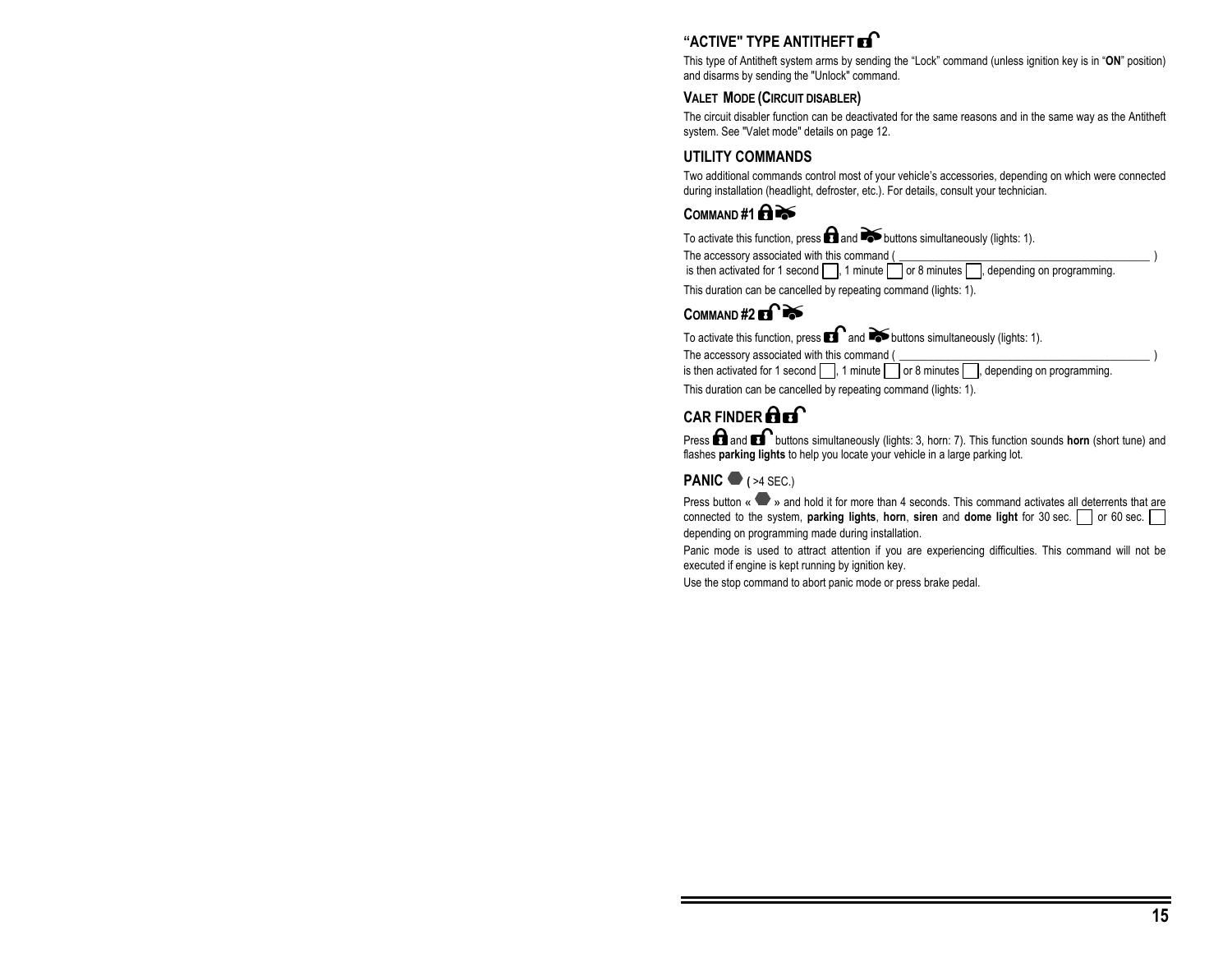## "ACTIVE" TYPE ANTITHEFT

This type of Antitheft system arms by sending the "Lock" command (unless ignition key is in "**ON**" position) and disarms by sending the "Unlock" command.

### VALET MODE (CIRCUIT DISABLER)

The circuit disabler function can be deactivated for the same reasons and in the same way as the Antitheft system. See "Valet mode" details on page 12.

## UTILITY COMMANDS

Two additional commands control most of your vehicle's accessories, depending on which were connected during installation (headlight, defroster, etc.). For details, consult your technician.

### COMMAND #1

To activate this function, press and buttons simultaneously (lights: 1).

The accessory associated with this command ( ________________________________________ ) is then activated for 1 second ☐, 1 minute ☐ or 8 minutes ☐, depending on programming.

This duration can be cancelled by repeating command (lights: 1).

### COMMAND #2

To activate this function, press and buttons simultaneously (lights: 1).

The accessory associated with this command ( ________________________________________ ) is then activated for 1 second ☐, 1 minute ☐ or 8 minutes ☐, depending on programming.

This duration can be cancelled by repeating command (lights: 1).

## CAR FINDER

Press and buttons simultaneously (lights: 3, horn: 7). This function sounds **horn** (short tune) and flashes **parking lights** to help you locate your vehicle in a large parking lot.

## PANIC ( >4 SEC.)

Press button « » and hold it for more than 4 seconds. This command activates all deterrents that are connected to the system, **parking lights**, **horn**, **siren** and **dome light** for 30 sec. ☐ or 60 sec. ☐ depending on programming made during installation.

Panic mode is used to attract attention if you are experiencing difficulties. This command will not be executed if engine is kept running by ignition key.

Use the stop command to abort panic mode or press brake pedal.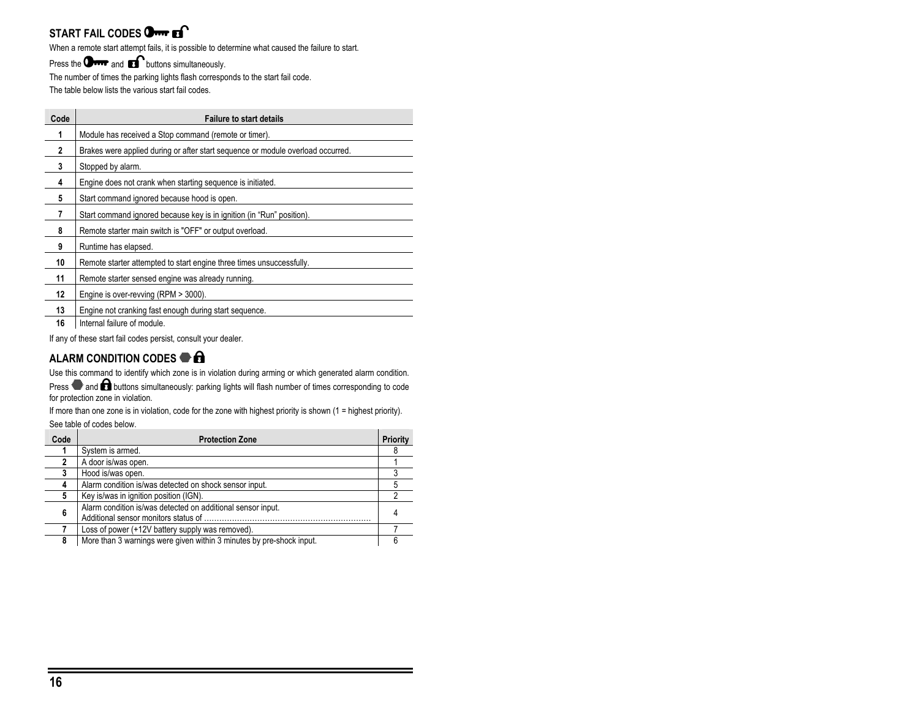## START FAIL CODES

When a remote start attempt fails, it is possible to determine what caused the failure to start.

Press the and buttons simultaneously.

The number of times the parking lights flash corresponds to the start fail code.

The table below lists the various start fail codes.

| Code | Failure to start details |
|---|---|
| **1** | Module has received a Stop command (remote or timer). |
| **2** | Brakes were applied during or after start sequence or module overload occurred. |
| **3** | Stopped by alarm. |
| **4** | Engine does not crank when starting sequence is initiated. |
| **5** | Start command ignored because hood is open. |
| **7** | Start command ignored because key is in ignition (in "Run" position). |
| **8** | Remote starter main switch is "OFF" or output overload. |
| **9** | Runtime has elapsed. |
| **10** | Remote starter attempted to start engine three times unsuccessfully. |
| **11** | Remote starter sensed engine was already running. |
| **12** | Engine is over-revving (RPM > 3000). |
| **13** | Engine not cranking fast enough during start sequence. |
| **16** | Internal failure of module. |

If any of these start fail codes persist, consult your dealer.

## ALARM CONDITION CODES

Use this command to identify which zone is in violation during arming or which generated alarm condition.

Press and buttons simultaneously: parking lights will flash number of times corresponding to code for protection zone in violation.

If more than one zone is in violation, code for the zone with highest priority is shown (1 = highest priority).

See table of codes below.

| Code | Protection Zone | Priority |
|---|---|---|
| **1** | System is armed. | 8 |
| **2** | A door is/was open. | 1 |
| **3** | Hood is/was open. | 3 |
| **4** | Alarm condition is/was detected on shock sensor input. | 5 |
| **5** | Key is/was in ignition position (IGN). | 2 |
| **6** | Alarm condition is/was detected on additional sensor input. Additional sensor monitors status of ………………………………………………………… | 4 |
| **7** | Loss of power (+12V battery supply was removed). | 7 |
| **8** | More than 3 warnings were given within 3 minutes by pre-shock input. | 6 |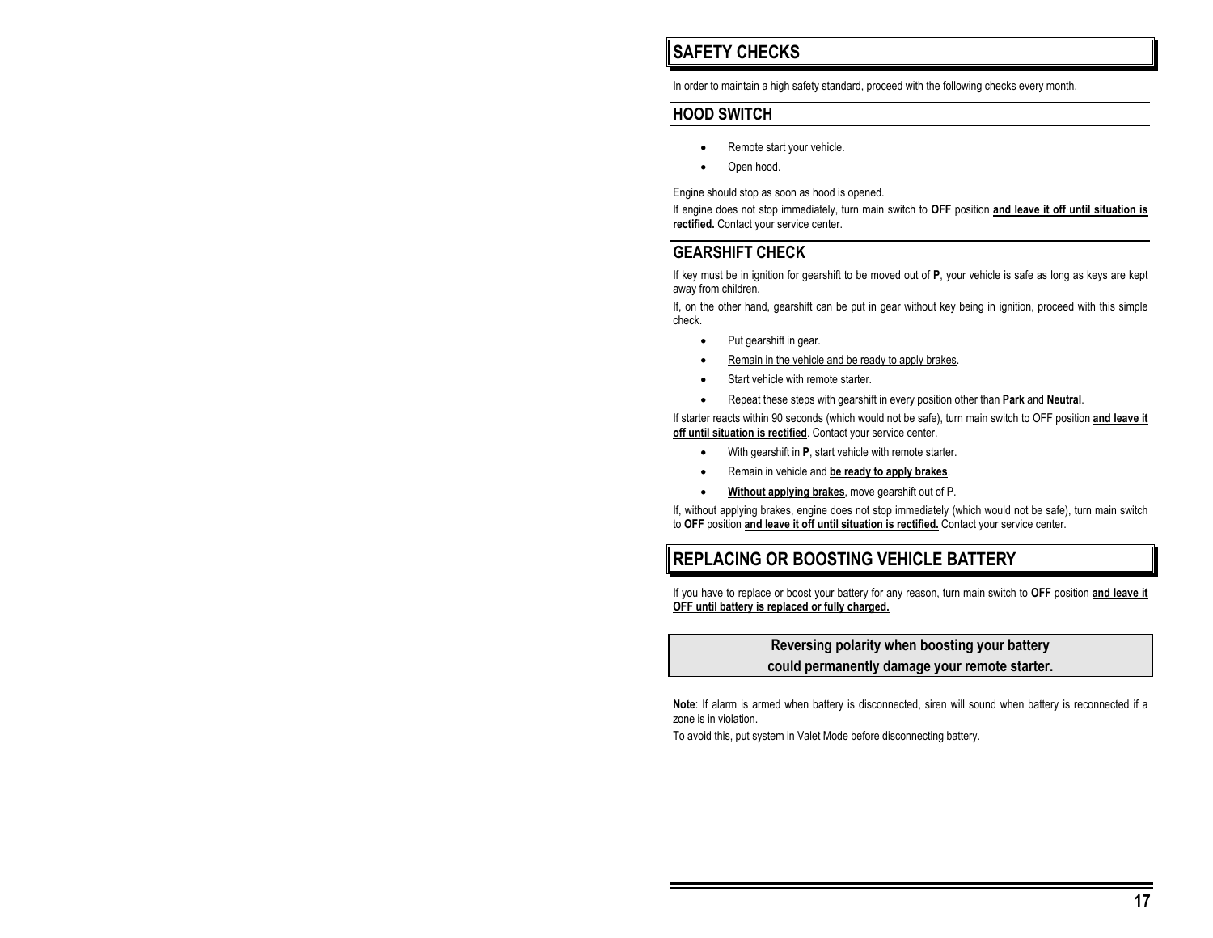# SAFETY CHECKS

In order to maintain a high safety standard, proceed with the following checks every month.

## HOOD SWITCH

- Remote start your vehicle.
- Open hood.

Engine should stop as soon as hood is opened.

If engine does not stop immediately, turn main switch to **OFF** position **<u>and leave it off until situation is rectified.</u>** Contact your service center.

## GEARSHIFT CHECK

If key must be in ignition for gearshift to be moved out of **P**, your vehicle is safe as long as keys are kept away from children.

If, on the other hand, gearshift can be put in gear without key being in ignition, proceed with this simple check.

- Put gearshift in gear.
- <u>Remain in the vehicle and be ready to apply brakes</u>.
- Start vehicle with remote starter.
- Repeat these steps with gearshift in every position other than **Park** and **Neutral**.

If starter reacts within 90 seconds (which would not be safe), turn main switch to OFF position **<u>and leave it off until situation is rectified</u>**. Contact your service center.

- With gearshift in **P**, start vehicle with remote starter.
- Remain in vehicle and **<u>be ready to apply brakes</u>**.
- **<u>Without applying brakes</u>**, move gearshift out of P.

If, without applying brakes, engine does not stop immediately (which would not be safe), turn main switch to **OFF** position **<u>and leave it off until situation is rectified.</u>** Contact your service center.

# REPLACING OR BOOSTING VEHICLE BATTERY

If you have to replace or boost your battery for any reason, turn main switch to **OFF** position **<u>and leave it OFF until battery is replaced or fully charged.</u>**

**Reversing polarity when boosting your battery could permanently damage your remote starter.**

**Note**: If alarm is armed when battery is disconnected, siren will sound when battery is reconnected if a zone is in violation.

To avoid this, put system in Valet Mode before disconnecting battery.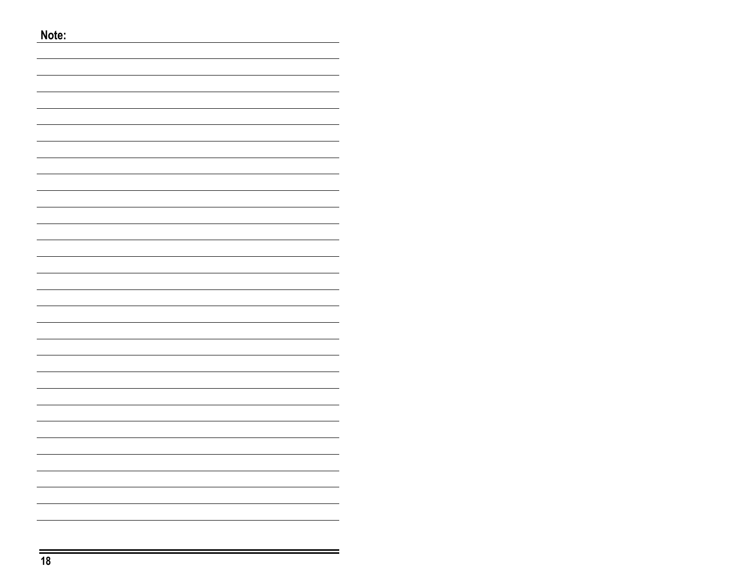**Note:**